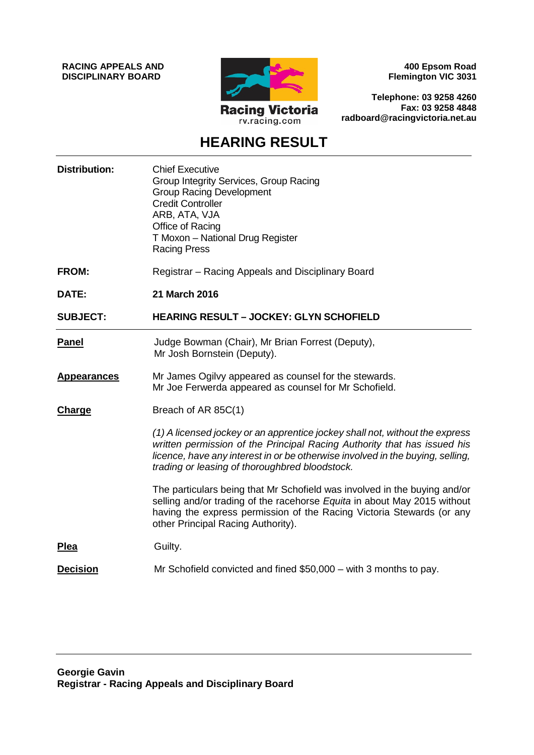**RACING APPEALS AND DISCIPLINARY BOARD**

Racing Victoria
rv.racing.com

**400 Epsom Road**
**Flemington VIC 3031**

**Telephone: 03 9258 4260**
**Fax: 03 9258 4848**
**radboard@racingvictoria.net.au**

# HEARING RESULT

**Distribution:**
Chief Executive
Group Integrity Services, Group Racing
Group Racing Development
Credit Controller
ARB, ATA, VJA
Office of Racing
T Moxon – National Drug Register
Racing Press

**FROM:** Registrar – Racing Appeals and Disciplinary Board

**DATE:** **21 March 2016**

**SUBJECT:** **HEARING RESULT – JOCKEY: GLYN SCHOFIELD**

**Panel**
Judge Bowman (Chair), Mr Brian Forrest (Deputy), Mr Josh Bornstein (Deputy).

**Appearances**
Mr James Ogilvy appeared as counsel for the stewards.
Mr Joe Ferwerda appeared as counsel for Mr Schofield.

**Charge**
Breach of AR 85C(1)

*(1) A licensed jockey or an apprentice jockey shall not, without the express written permission of the Principal Racing Authority that has issued his licence, have any interest in or be otherwise involved in the buying, selling, trading or leasing of thoroughbred bloodstock.*

The particulars being that Mr Schofield was involved in the buying and/or selling and/or trading of the racehorse *Equita* in about May 2015 without having the express permission of the Racing Victoria Stewards (or any other Principal Racing Authority).

**Plea**
Guilty.

**Decision**
Mr Schofield convicted and fined $50,000 – with 3 months to pay.

**Georgie Gavin**
**Registrar - Racing Appeals and Disciplinary Board**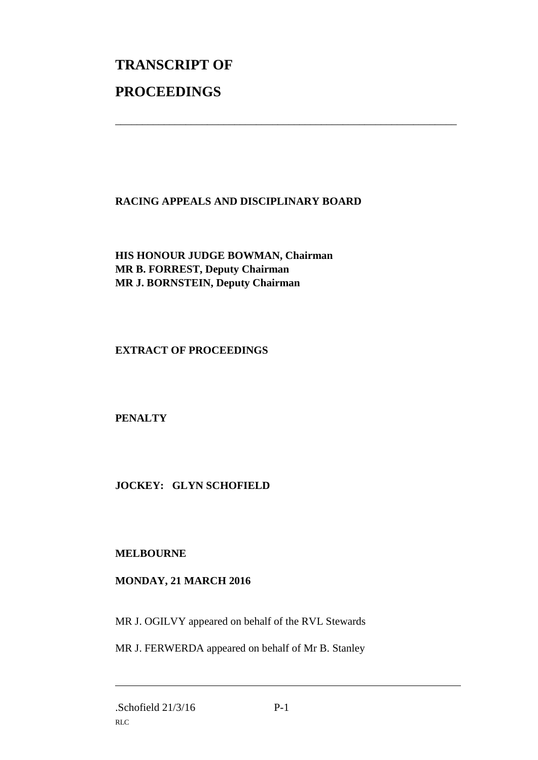# TRANSCRIPT OF

# PROCEEDINGS

---

**RACING APPEALS AND DISCIPLINARY BOARD**

**HIS HONOUR JUDGE BOWMAN, Chairman**
**MR B. FORREST, Deputy Chairman**
**MR J. BORNSTEIN, Deputy Chairman**

**EXTRACT OF PROCEEDINGS**

**PENALTY**

**JOCKEY: GLYN SCHOFIELD**

**MELBOURNE**

**MONDAY, 21 MARCH 2016**

MR J. OGILVY appeared on behalf of the RVL Stewards

MR J. FERWERDA appeared on behalf of Mr B. Stanley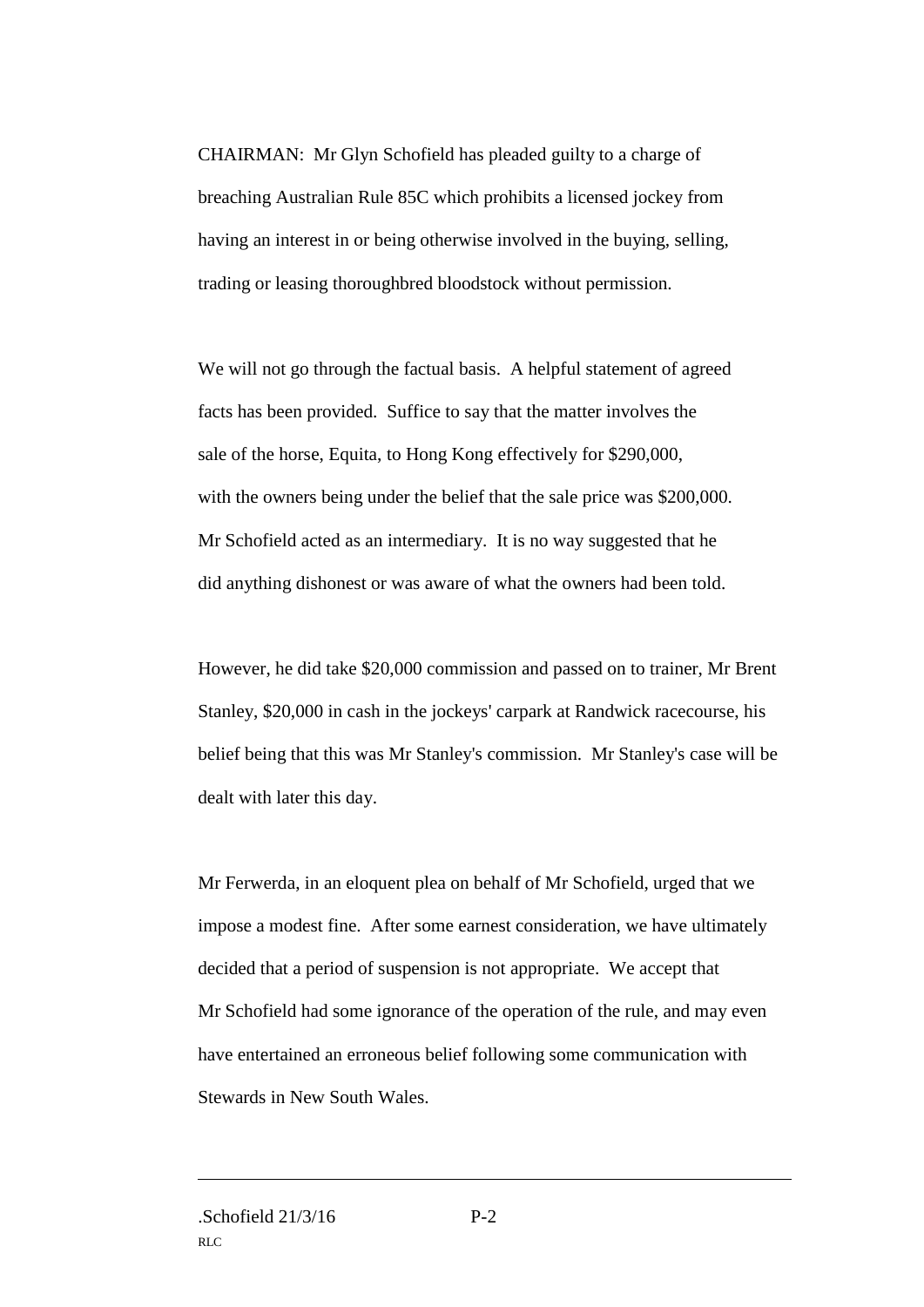CHAIRMAN: Mr Glyn Schofield has pleaded guilty to a charge of breaching Australian Rule 85C which prohibits a licensed jockey from having an interest in or being otherwise involved in the buying, selling, trading or leasing thoroughbred bloodstock without permission.

We will not go through the factual basis. A helpful statement of agreed facts has been provided. Suffice to say that the matter involves the sale of the horse, Equita, to Hong Kong effectively for $290,000, with the owners being under the belief that the sale price was $200,000. Mr Schofield acted as an intermediary. It is no way suggested that he did anything dishonest or was aware of what the owners had been told.

However, he did take $20,000 commission and passed on to trainer, Mr Brent Stanley, $20,000 in cash in the jockeys' carpark at Randwick racecourse, his belief being that this was Mr Stanley's commission. Mr Stanley's case will be dealt with later this day.

Mr Ferwerda, in an eloquent plea on behalf of Mr Schofield, urged that we impose a modest fine. After some earnest consideration, we have ultimately decided that a period of suspension is not appropriate. We accept that Mr Schofield had some ignorance of the operation of the rule, and may even have entertained an erroneous belief following some communication with Stewards in New South Wales.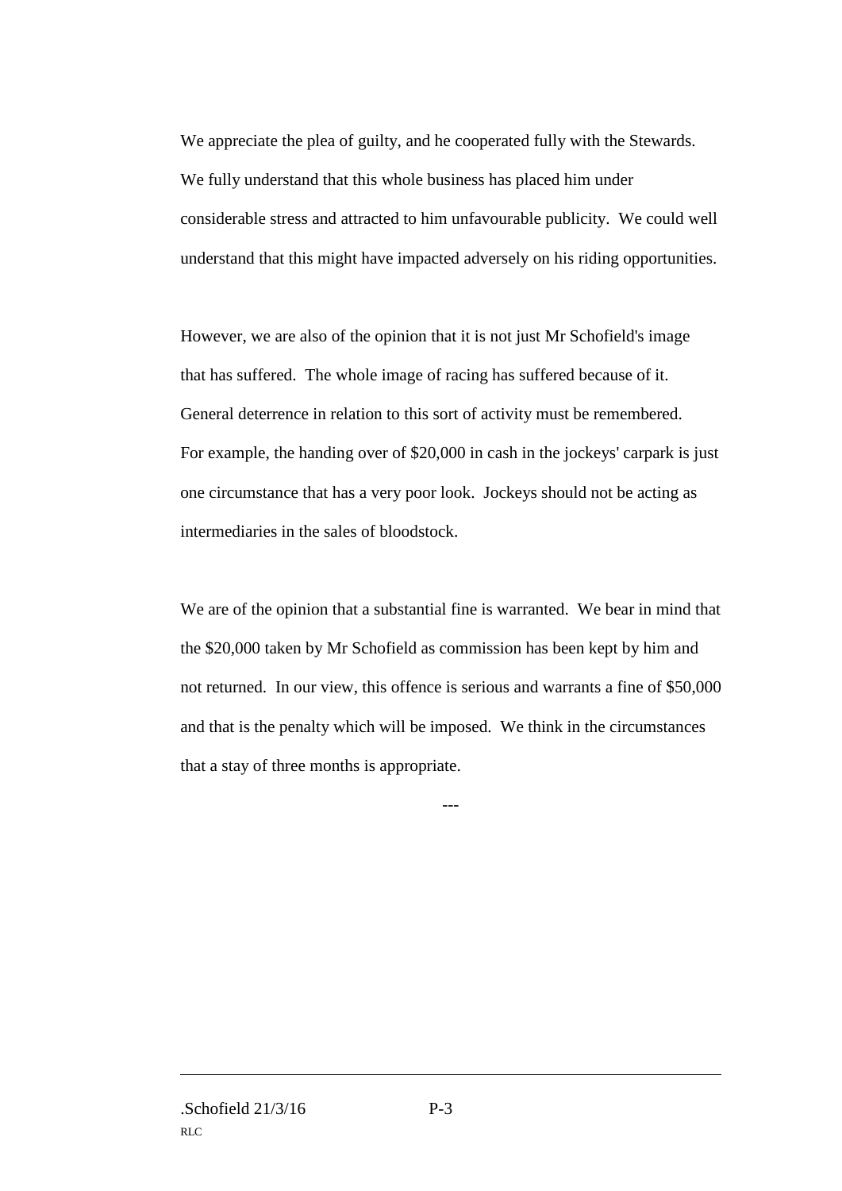We appreciate the plea of guilty, and he cooperated fully with the Stewards. We fully understand that this whole business has placed him under considerable stress and attracted to him unfavourable publicity. We could well understand that this might have impacted adversely on his riding opportunities.

However, we are also of the opinion that it is not just Mr Schofield's image that has suffered. The whole image of racing has suffered because of it. General deterrence in relation to this sort of activity must be remembered. For example, the handing over of $20,000 in cash in the jockeys' carpark is just one circumstance that has a very poor look. Jockeys should not be acting as intermediaries in the sales of bloodstock.

We are of the opinion that a substantial fine is warranted. We bear in mind that the $20,000 taken by Mr Schofield as commission has been kept by him and not returned. In our view, this offence is serious and warrants a fine of $50,000 and that is the penalty which will be imposed. We think in the circumstances that a stay of three months is appropriate.

---